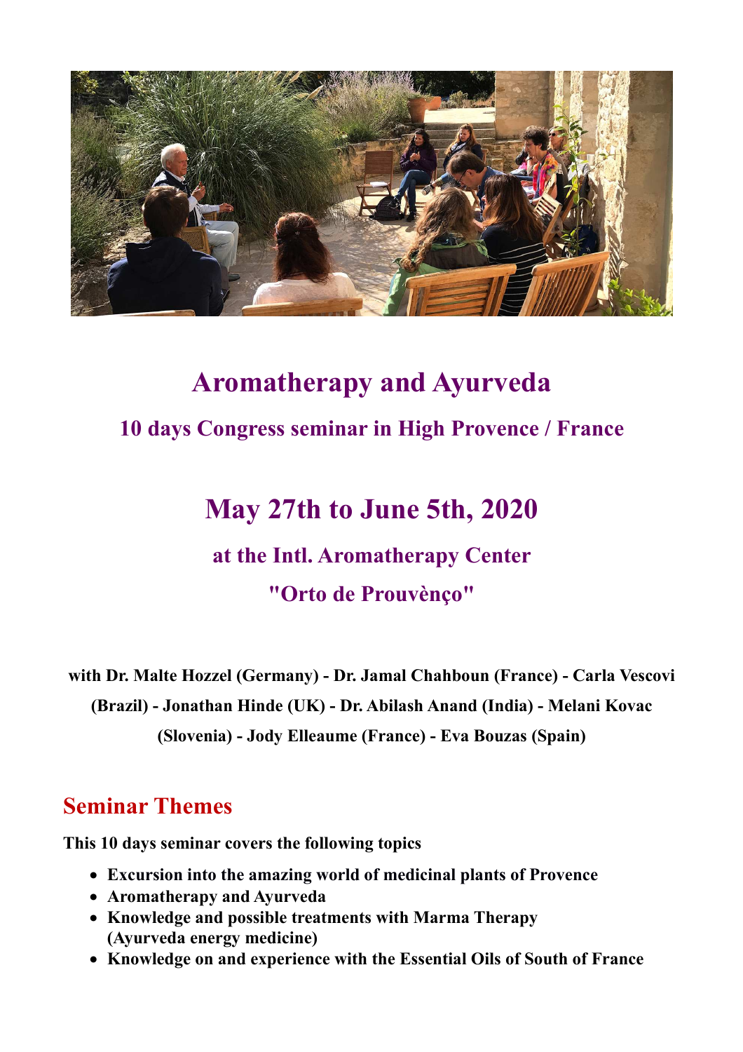# Aromatherapy and Ayurveda

## 10 days Congress seminar in High Provence / France

# May 27th to June 5th, 2020

### at the Intl. Aromatherapy Center

### "Orto de Prouvènço"

**with Dr. Malte Hozzel (Germany) - Dr. Jamal Chahboun (France) - Carla Vescovi (Brazil) - Jonathan Hinde (UK) - Dr. Abilash Anand (India) - Melani Kovac (Slovenia) - Jody Elleaume (France) - Eva Bouzas (Spain)**

## Seminar Themes

**This 10 days seminar covers the following topics**

- **Excursion into the amazing world of medicinal plants of Provence**
- **Aromatherapy and Ayurveda**
- **Knowledge and possible treatments with Marma Therapy (Ayurveda energy medicine)**
- **Knowledge on and experience with the Essential Oils of South of France**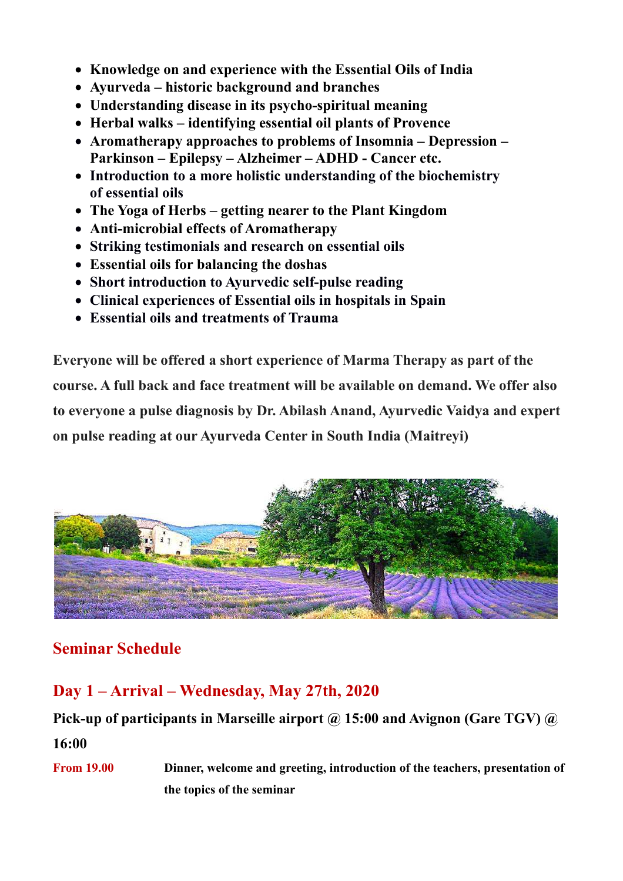- **Knowledge on and experience with the Essential Oils of India**
- **Ayurveda – historic background and branches**
- **Understanding disease in its psycho-spiritual meaning**
- **Herbal walks – identifying essential oil plants of Provence**
- **Aromatherapy approaches to problems of Insomnia – Depression – Parkinson – Epilepsy – Alzheimer – ADHD - Cancer etc.**
- **Introduction to a more holistic understanding of the biochemistry of essential oils**
- **The Yoga of Herbs – getting nearer to the Plant Kingdom**
- **Anti-microbial effects of Aromatherapy**
- **Striking testimonials and research on essential oils**
- **Essential oils for balancing the doshas**
- **Short introduction to Ayurvedic self-pulse reading**
- **Clinical experiences of Essential oils in hospitals in Spain**
- **Essential oils and treatments of Trauma**

**Everyone will be offered a short experience of Marma Therapy as part of the course. A full back and face treatment will be available on demand. We offer also to everyone a pulse diagnosis by Dr. Abilash Anand, Ayurvedic Vaidya and expert on pulse reading at our Ayurveda Center in South India (Maitreyi)**

## Seminar Schedule

## Day 1 – Arrival – Wednesday, May 27th, 2020

**Pick-up of participants in Marseille airport @ 15:00 and Avignon (Gare TGV) @ 16:00**

| | |
|---|---|
| From 19.00 | **Dinner, welcome and greeting, introduction of the teachers, presentation of the topics of the seminar** |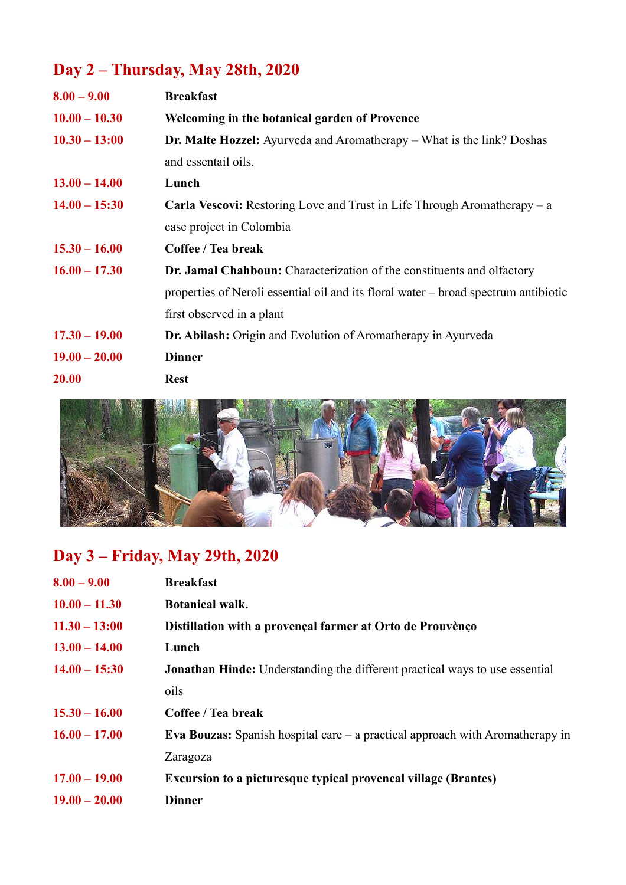## Day 2 – Thursday, May 28th, 2020

| | |
|---|---|
| 8.00 – 9.00 | **Breakfast** |
| 10.00 – 10.30 | **Welcoming in the botanical garden of Provence** |
| 10.30 – 13:00 | **Dr. Malte Hozzel:** Ayurveda and Aromatherapy – What is the link? Doshas and essentail oils. |
| 13.00 – 14.00 | **Lunch** |
| 14.00 – 15:30 | **Carla Vescovi:** Restoring Love and Trust in Life Through Aromatherapy – a case project in Colombia |
| 15.30 – 16.00 | **Coffee / Tea break** |
| 16.00 – 17.30 | **Dr. Jamal Chahboun:** Characterization of the constituents and olfactory properties of Neroli essential oil and its floral water – broad spectrum antibiotic first observed in a plant |
| 17.30 – 19.00 | **Dr. Abilash:** Origin and Evolution of Aromatherapy in Ayurveda |
| 19.00 – 20.00 | **Dinner** |
| 20.00 | **Rest** |

## Day 3 – Friday, May 29th, 2020

| | |
|---|---|
| 8.00 – 9.00 | **Breakfast** |
| 10.00 – 11.30 | **Botanical walk.** |
| 11.30 – 13:00 | **Distillation with a provençal farmer at Orto de Prouvènço** |
| 13.00 – 14.00 | **Lunch** |
| 14.00 – 15:30 | **Jonathan Hinde:** Understanding the different practical ways to use essential oils |
| 15.30 – 16.00 | **Coffee / Tea break** |
| 16.00 – 17.00 | **Eva Bouzas:** Spanish hospital care – a practical approach with Aromatherapy in Zaragoza |
| 17.00 – 19.00 | **Excursion to a picturesque typical provencal village (Brantes)** |
| 19.00 – 20.00 | **Dinner** |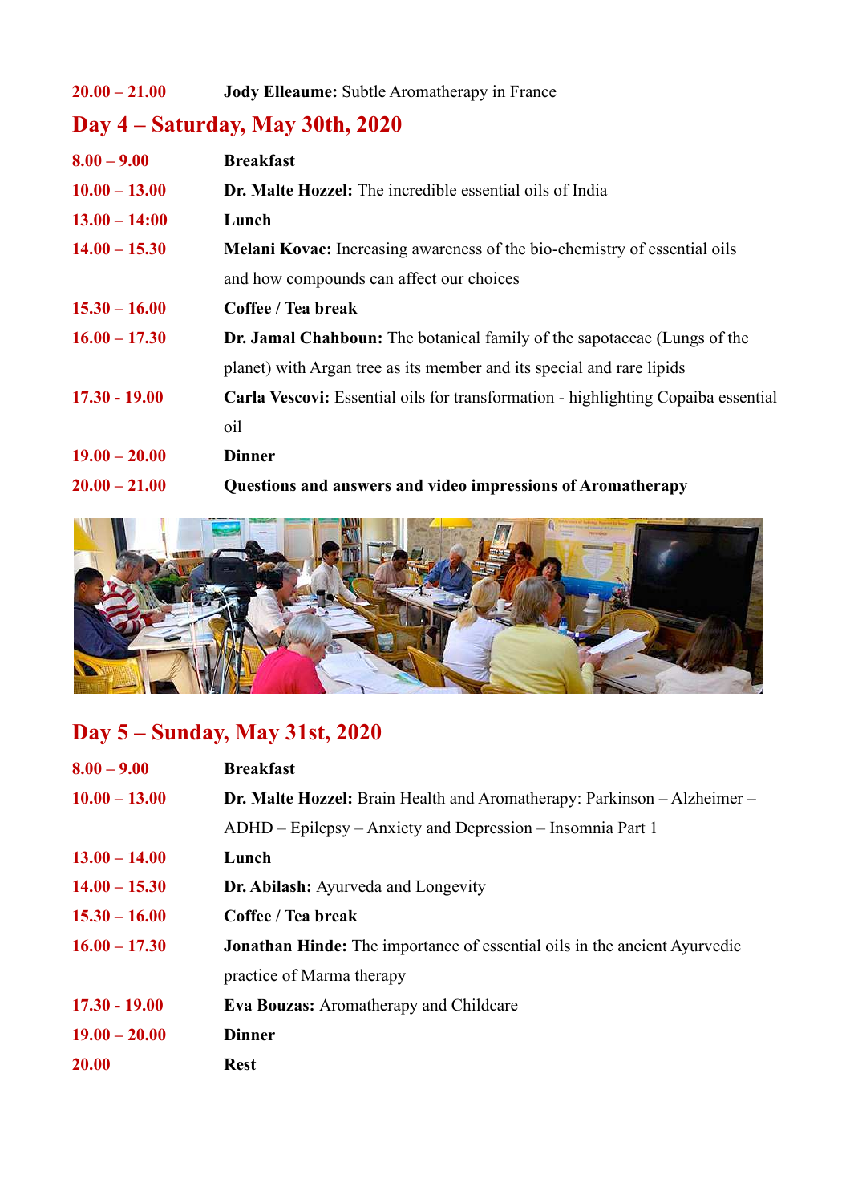**20.00 – 21.00** **Jody Elleaume:** Subtle Aromatherapy in France

## Day 4 – Saturday, May 30th, 2020

| | |
|---|---|
| **8.00 – 9.00** | **Breakfast** |
| **10.00 – 13.00** | **Dr. Malte Hozzel:** The incredible essential oils of India |
| **13.00 – 14:00** | **Lunch** |
| **14.00 – 15.30** | **Melani Kovac:** Increasing awareness of the bio-chemistry of essential oils and how compounds can affect our choices |
| **15.30 – 16.00** | **Coffee / Tea break** |
| **16.00 – 17.30** | **Dr. Jamal Chahboun:** The botanical family of the sapotaceae (Lungs of the planet) with Argan tree as its member and its special and rare lipids |
| **17.30 - 19.00** | **Carla Vescovi:** Essential oils for transformation - highlighting Copaiba essential oil |
| **19.00 – 20.00** | **Dinner** |
| **20.00 – 21.00** | **Questions and answers and video impressions of Aromatherapy** |

## Day 5 – Sunday, May 31st, 2020

| | |
|---|---|
| **8.00 – 9.00** | **Breakfast** |
| **10.00 – 13.00** | **Dr. Malte Hozzel:** Brain Health and Aromatherapy: Parkinson – Alzheimer – ADHD – Epilepsy – Anxiety and Depression – Insomnia Part 1 |
| **13.00 – 14.00** | **Lunch** |
| **14.00 – 15.30** | **Dr. Abilash:** Ayurveda and Longevity |
| **15.30 – 16.00** | **Coffee / Tea break** |
| **16.00 – 17.30** | **Jonathan Hinde:** The importance of essential oils in the ancient Ayurvedic practice of Marma therapy |
| **17.30 - 19.00** | **Eva Bouzas:** Aromatherapy and Childcare |
| **19.00 – 20.00** | **Dinner** |
| **20.00** | **Rest** |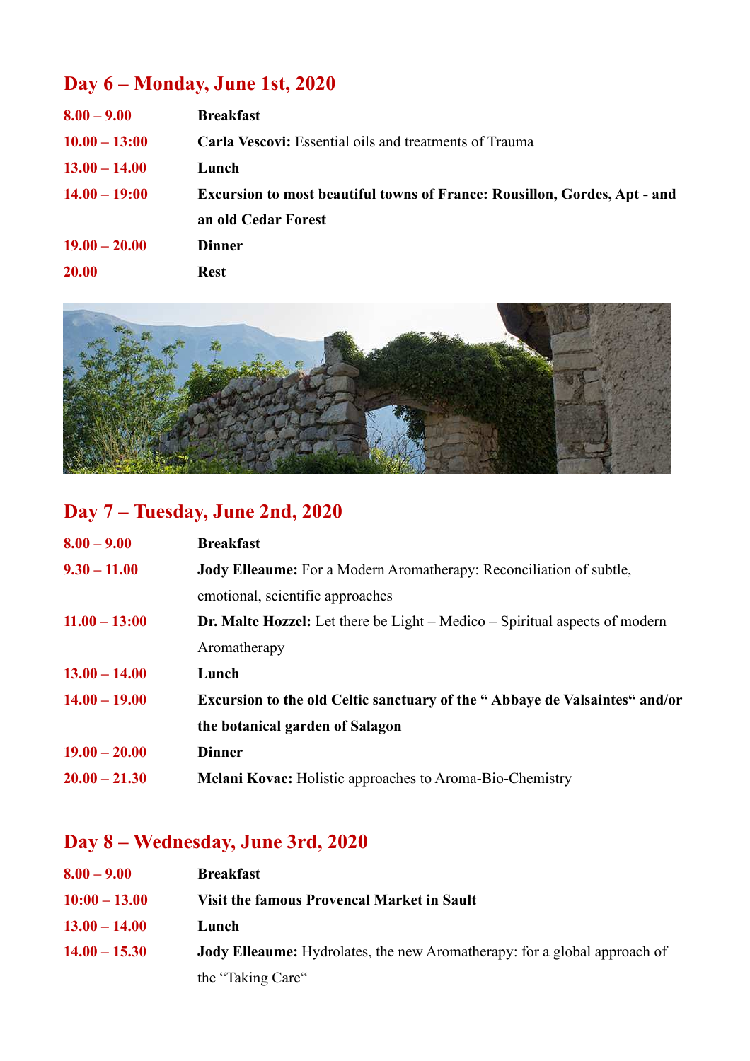## Day 6 – Monday, June 1st, 2020

| | |
|---|---|
| 8.00 – 9.00 | **Breakfast** |
| 10.00 – 13:00 | **Carla Vescovi:** Essential oils and treatments of Trauma |
| 13.00 – 14.00 | **Lunch** |
| 14.00 – 19:00 | **Excursion to most beautiful towns of France: Rousillon, Gordes, Apt - and an old Cedar Forest** |
| 19.00 – 20.00 | **Dinner** |
| 20.00 | **Rest** |

## Day 7 – Tuesday, June 2nd, 2020

| | |
|---|---|
| 8.00 – 9.00 | **Breakfast** |
| 9.30 – 11.00 | **Jody Elleaume:** For a Modern Aromatherapy: Reconciliation of subtle, emotional, scientific approaches |
| 11.00 – 13:00 | **Dr. Malte Hozzel:** Let there be Light – Medico – Spiritual aspects of modern Aromatherapy |
| 13.00 – 14.00 | **Lunch** |
| 14.00 – 19.00 | **Excursion to the old Celtic sanctuary of the " Abbaye de Valsaintes" and/or the botanical garden of Salagon** |
| 19.00 – 20.00 | **Dinner** |
| 20.00 – 21.30 | **Melani Kovac:** Holistic approaches to Aroma-Bio-Chemistry |

## Day 8 – Wednesday, June 3rd, 2020

| | |
|---|---|
| 8.00 – 9.00 | **Breakfast** |
| 10:00 – 13.00 | **Visit the famous Provencal Market in Sault** |
| 13.00 – 14.00 | **Lunch** |
| 14.00 – 15.30 | **Jody Elleaume:** Hydrolates, the new Aromatherapy: for a global approach of the "Taking Care" |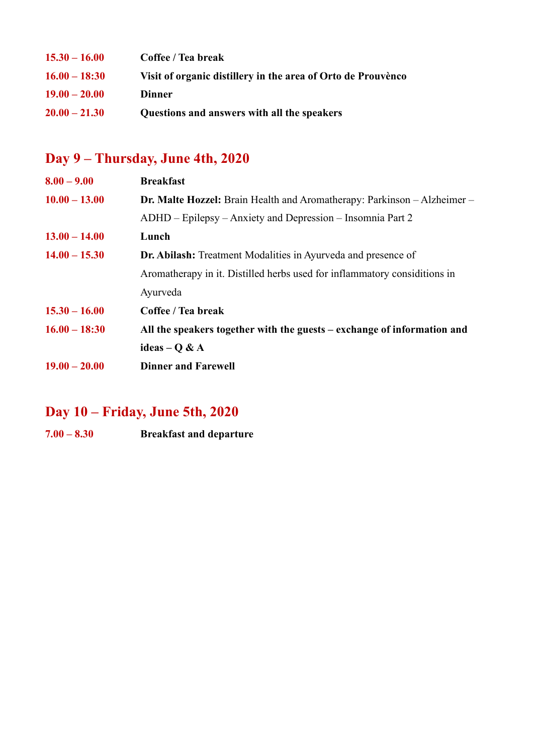| | |
|---|---|
| **15.30 – 16.00** | **Coffee / Tea break** |
| **16.00 – 18:30** | **Visit of organic distillery in the area of Orto de Prouvènco** |
| **19.00 – 20.00** | **Dinner** |
| **20.00 – 21.30** | **Questions and answers with all the speakers** |

## Day 9 – Thursday, June 4th, 2020

| | |
|---|---|
| **8.00 – 9.00** | **Breakfast** |
| **10.00 – 13.00** | **Dr. Malte Hozzel:** Brain Health and Aromatherapy: Parkinson – Alzheimer – ADHD – Epilepsy – Anxiety and Depression – Insomnia Part 2 |
| **13.00 – 14.00** | **Lunch** |
| **14.00 – 15.30** | **Dr. Abilash:** Treatment Modalities in Ayurveda and presence of Aromatherapy in it. Distilled herbs used for inflammatory considitions in Ayurveda |
| **15.30 – 16.00** | **Coffee / Tea break** |
| **16.00 – 18:30** | **All the speakers together with the guests – exchange of information and ideas – Q & A** |
| **19.00 – 20.00** | **Dinner and Farewell** |

## Day 10 – Friday, June 5th, 2020

| | |
|---|---|
| **7.00 – 8.30** | **Breakfast and departure** |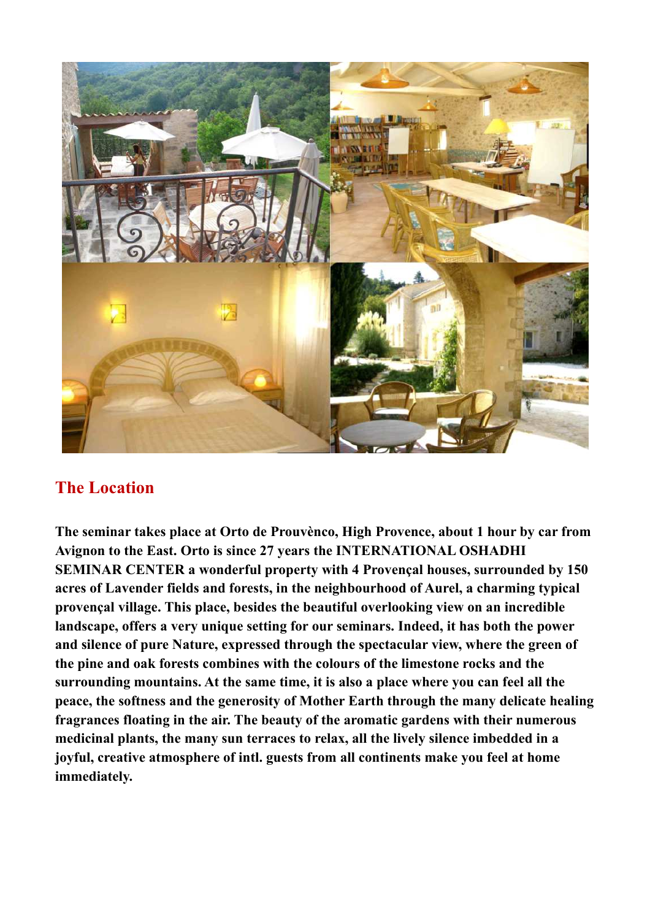## The Location

**The seminar takes place at Orto de Prouvènco, High Provence, about 1 hour by car from Avignon to the East. Orto is since 27 years the INTERNATIONAL OSHADHI SEMINAR CENTER a wonderful property with 4 Provençal houses, surrounded by 150 acres of Lavender fields and forests, in the neighbourhood of Aurel, a charming typical provençal village. This place, besides the beautiful overlooking view on an incredible landscape, offers a very unique setting for our seminars. Indeed, it has both the power and silence of pure Nature, expressed through the spectacular view, where the green of the pine and oak forests combines with the colours of the limestone rocks and the surrounding mountains. At the same time, it is also a place where you can feel all the peace, the softness and the generosity of Mother Earth through the many delicate healing fragrances floating in the air. The beauty of the aromatic gardens with their numerous medicinal plants, the many sun terraces to relax, all the lively silence imbedded in a joyful, creative atmosphere of intl. guests from all continents make you feel at home immediately.**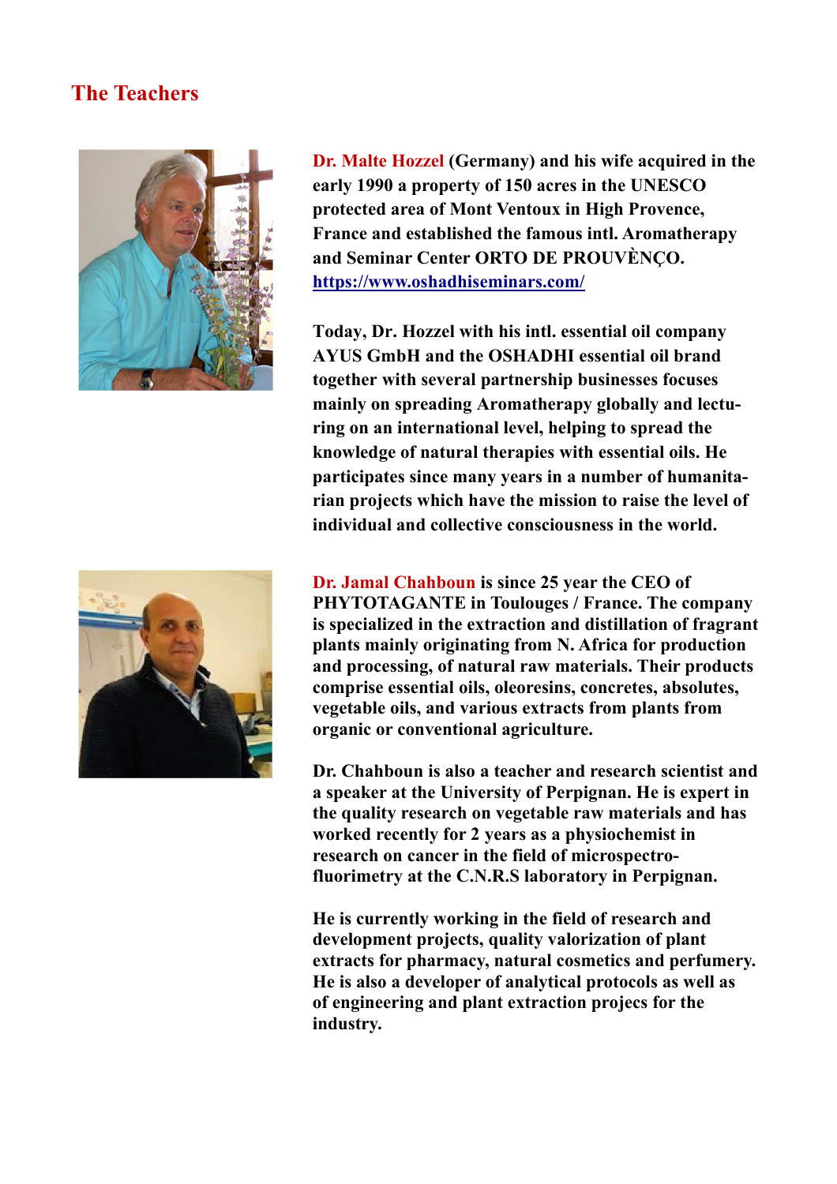## The Teachers

**Dr. Malte Hozzel (Germany) and his wife acquired in the early 1990 a property of 150 acres in the UNESCO protected area of Mont Ventoux in High Provence, France and established the famous intl. Aromatherapy and Seminar Center ORTO DE PROUVÈNÇO.**
**https://www.oshadhiseminars.com/**

**Today, Dr. Hozzel with his intl. essential oil company AYUS GmbH and the OSHADHI essential oil brand together with several partnership businesses focuses mainly on spreading Aromatherapy globally and lecturing on an international level, helping to spread the knowledge of natural therapies with essential oils. He participates since many years in a number of humanitarian projects which have the mission to raise the level of individual and collective consciousness in the world.**

**Dr. Jamal Chahboun is since 25 year the CEO of PHYTOTAGANTE in Toulouges / France. The company is specialized in the extraction and distillation of fragrant plants mainly originating from N. Africa for production and processing, of natural raw materials. Their products comprise essential oils, oleoresins, concretes, absolutes, vegetable oils, and various extracts from plants from organic or conventional agriculture.**

**Dr. Chahboun is also a teacher and research scientist and a speaker at the University of Perpignan. He is expert in the quality research on vegetable raw materials and has worked recently for 2 years as a physiochemist in research on cancer in the field of microspectro-fluorimetry at the C.N.R.S laboratory in Perpignan.**

**He is currently working in the field of research and development projects, quality valorization of plant extracts for pharmacy, natural cosmetics and perfumery. He is also a developer of analytical protocols as well as of engineering and plant extraction projecs for the industry.**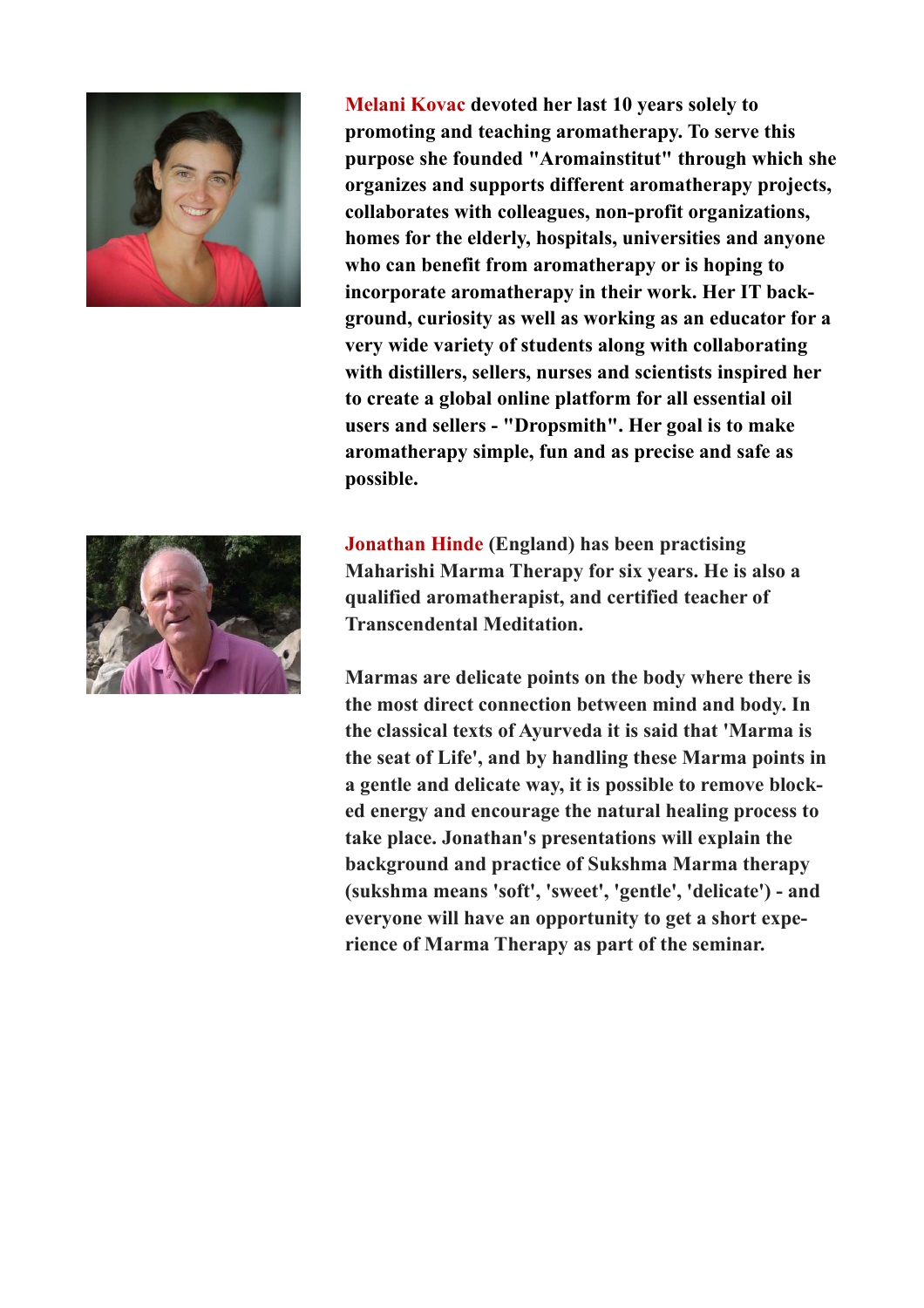**Melani Kovac** devoted her last 10 years solely to promoting and teaching aromatherapy. To serve this purpose she founded "Aromainstitut" through which she organizes and supports different aromatherapy projects, collaborates with colleagues, non-profit organizations, homes for the elderly, hospitals, universities and anyone who can benefit from aromatherapy or is hoping to incorporate aromatherapy in their work. Her IT background, curiosity as well as working as an educator for a very wide variety of students along with collaborating with distillers, sellers, nurses and scientists inspired her to create a global online platform for all essential oil users and sellers - "Dropsmith". Her goal is to make aromatherapy simple, fun and as precise and safe as possible.

**Jonathan Hinde** (England) has been practising Maharishi Marma Therapy for six years. He is also a qualified aromatherapist, and certified teacher of Transcendental Meditation.

Marmas are delicate points on the body where there is the most direct connection between mind and body. In the classical texts of Ayurveda it is said that 'Marma is the seat of Life', and by handling these Marma points in a gentle and delicate way, it is possible to remove blocked energy and encourage the natural healing process to take place. Jonathan's presentations will explain the background and practice of Sukshma Marma therapy (sukshma means 'soft', 'sweet', 'gentle', 'delicate') - and everyone will have an opportunity to get a short experience of Marma Therapy as part of the seminar.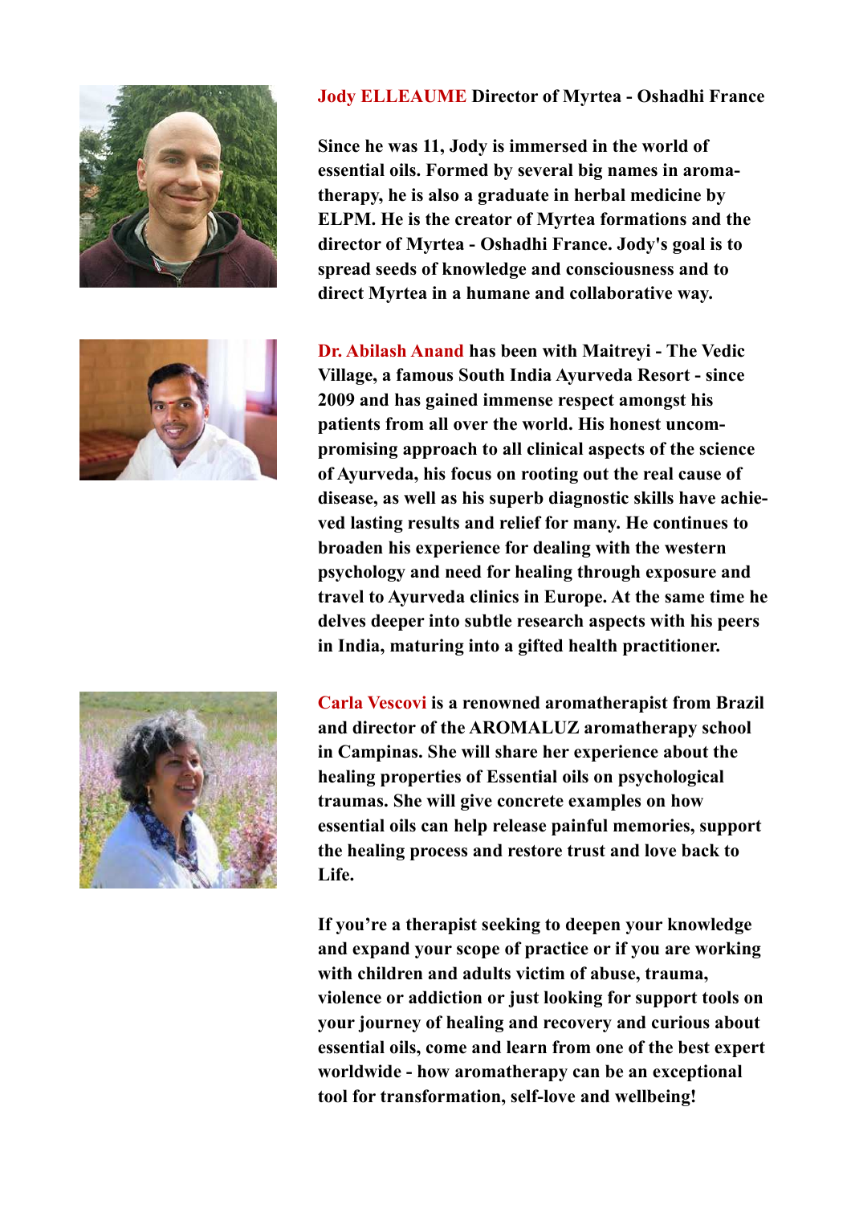**Jody ELLEAUME Director of Myrtea - Oshadhi France**

**Since he was 11, Jody is immersed in the world of essential oils. Formed by several big names in aromatherapy, he is also a graduate in herbal medicine by ELPM. He is the creator of Myrtea formations and the director of Myrtea - Oshadhi France. Jody's goal is to spread seeds of knowledge and consciousness and to direct Myrtea in a humane and collaborative way.**

**Dr. Abilash Anand has been with Maitreyi - The Vedic Village, a famous South India Ayurveda Resort - since 2009 and has gained immense respect amongst his patients from all over the world. His honest uncompromising approach to all clinical aspects of the science of Ayurveda, his focus on rooting out the real cause of disease, as well as his superb diagnostic skills have achieved lasting results and relief for many. He continues to broaden his experience for dealing with the western psychology and need for healing through exposure and travel to Ayurveda clinics in Europe. At the same time he delves deeper into subtle research aspects with his peers in India, maturing into a gifted health practitioner.**

**Carla Vescovi is a renowned aromatherapist from Brazil and director of the AROMALUZ aromatherapy school in Campinas. She will share her experience about the healing properties of Essential oils on psychological traumas. She will give concrete examples on how essential oils can help release painful memories, support the healing process and restore trust and love back to Life.**

**If you're a therapist seeking to deepen your knowledge and expand your scope of practice or if you are working with children and adults victim of abuse, trauma, violence or addiction or just looking for support tools on your journey of healing and recovery and curious about essential oils, come and learn from one of the best expert worldwide - how aromatherapy can be an exceptional tool for transformation, self-love and wellbeing!**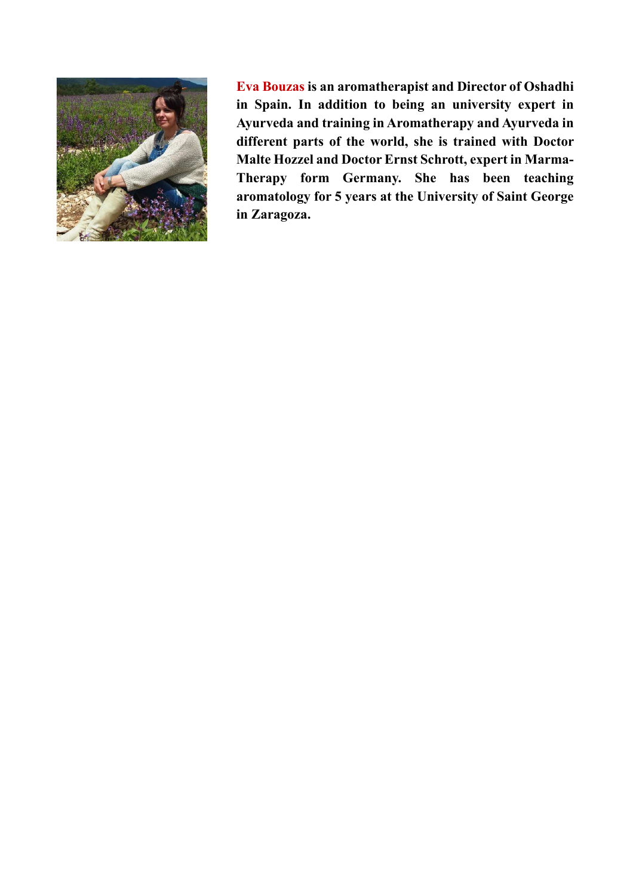**Eva Bouzas is an aromatherapist and Director of Oshadhi in Spain. In addition to being an university expert in Ayurveda and training in Aromatherapy and Ayurveda in different parts of the world, she is trained with Doctor Malte Hozzel and Doctor Ernst Schrott, expert in Marma-Therapy form Germany. She has been teaching aromatology for 5 years at the University of Saint George in Zaragoza.**